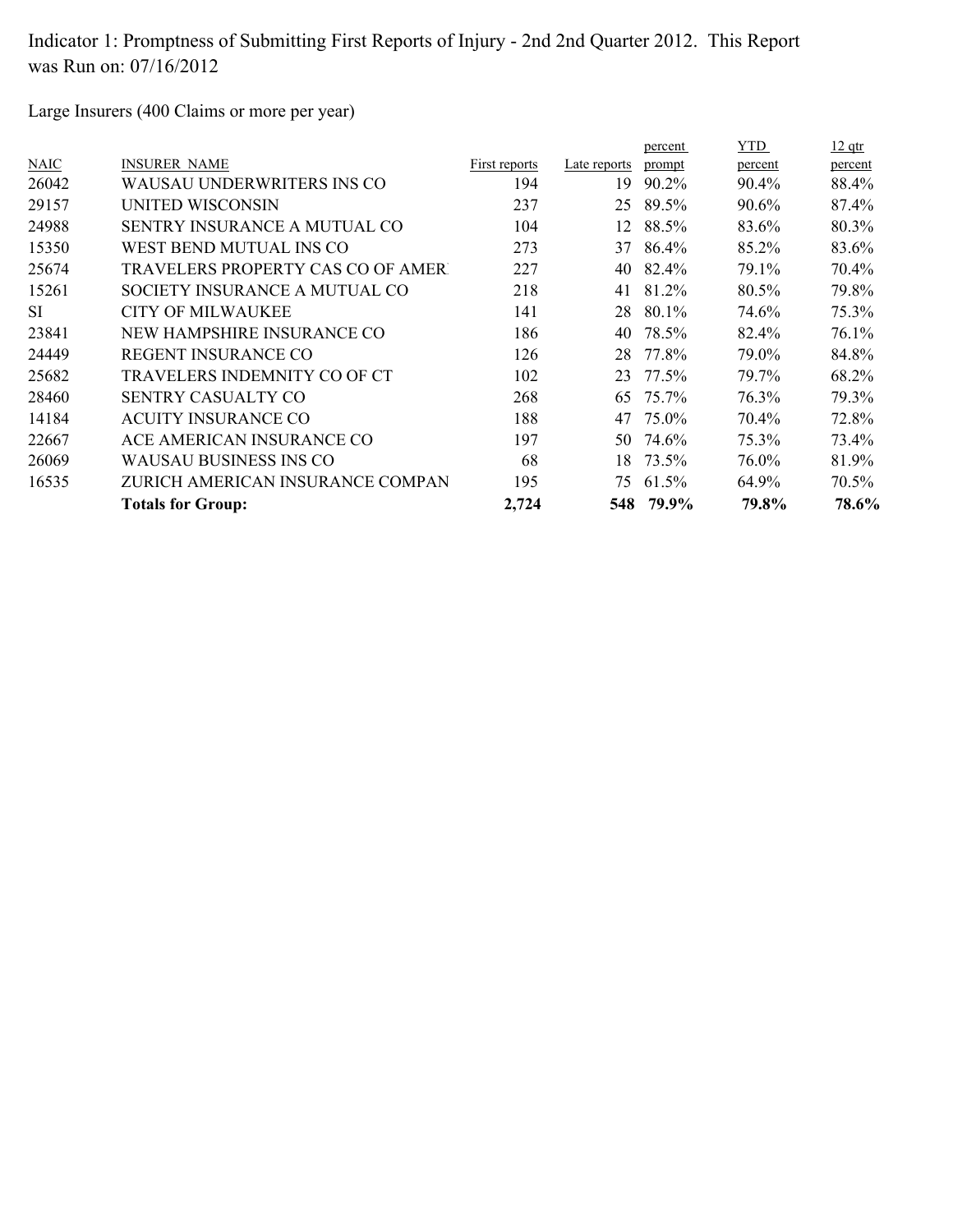Indicator 1: Promptness of Submitting First Reports of Injury - 2nd 2nd Quarter 2012. This Report was Run on: 07/16/2012

Large Insurers (400 Claims or more per year)

| NAIC | INSURER NAME | First reports | Late reports | percent prompt | YTD percent | 12 qtr percent |
|---|---|---|---|---|---|---|
| 26042 | WAUSAU UNDERWRITERS INS CO | 194 | 19 | 90.2% | 90.4% | 88.4% |
| 29157 | UNITED WISCONSIN | 237 | 25 | 89.5% | 90.6% | 87.4% |
| 24988 | SENTRY INSURANCE A MUTUAL CO | 104 | 12 | 88.5% | 83.6% | 80.3% |
| 15350 | WEST BEND MUTUAL INS CO | 273 | 37 | 86.4% | 85.2% | 83.6% |
| 25674 | TRAVELERS PROPERTY CAS CO OF AMER | 227 | 40 | 82.4% | 79.1% | 70.4% |
| 15261 | SOCIETY INSURANCE A MUTUAL CO | 218 | 41 | 81.2% | 80.5% | 79.8% |
| SI | CITY OF MILWAUKEE | 141 | 28 | 80.1% | 74.6% | 75.3% |
| 23841 | NEW HAMPSHIRE INSURANCE CO | 186 | 40 | 78.5% | 82.4% | 76.1% |
| 24449 | REGENT INSURANCE CO | 126 | 28 | 77.8% | 79.0% | 84.8% |
| 25682 | TRAVELERS INDEMNITY CO OF CT | 102 | 23 | 77.5% | 79.7% | 68.2% |
| 28460 | SENTRY CASUALTY CO | 268 | 65 | 75.7% | 76.3% | 79.3% |
| 14184 | ACUITY INSURANCE CO | 188 | 47 | 75.0% | 70.4% | 72.8% |
| 22667 | ACE AMERICAN INSURANCE CO | 197 | 50 | 74.6% | 75.3% | 73.4% |
| 26069 | WAUSAU BUSINESS INS CO | 68 | 18 | 73.5% | 76.0% | 81.9% |
| 16535 | ZURICH AMERICAN INSURANCE COMPAN | 195 | 75 | 61.5% | 64.9% | 70.5% |
| | **Totals for Group:** | **2,724** | **548** | **79.9%** | **79.8%** | **78.6%** |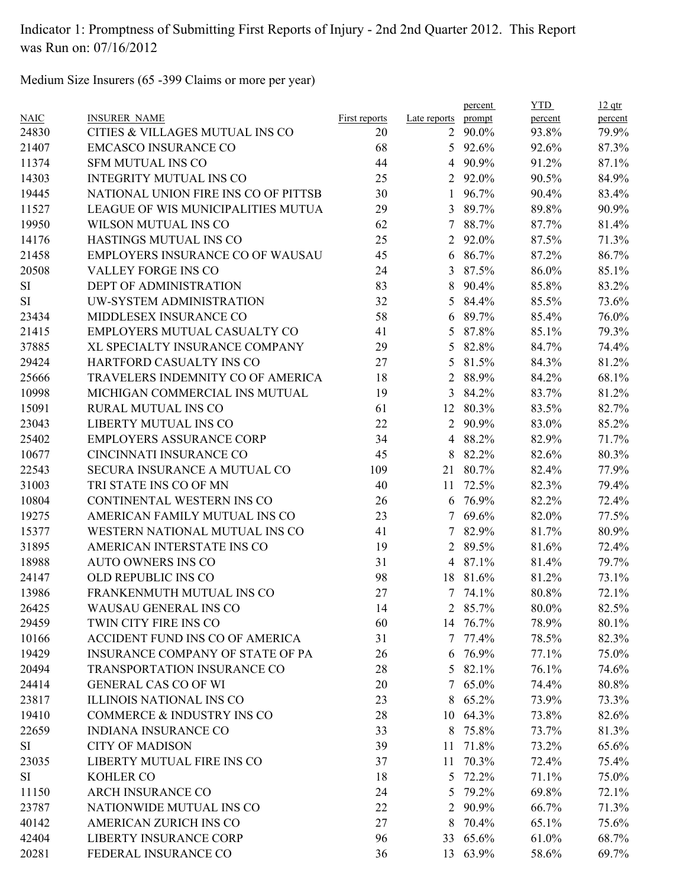Indicator 1: Promptness of Submitting First Reports of Injury - 2nd 2nd Quarter 2012. This Report was Run on: 07/16/2012

Medium Size Insurers (65 -399 Claims or more per year)

| NAIC | INSURER NAME | First reports | Late reports | percent prompt | YTD percent | 12 qtr percent |
|---|---|---|---|---|---|---|
| 24830 | CITIES & VILLAGES MUTUAL INS CO | 20 | 2 | 90.0% | 93.8% | 79.9% |
| 21407 | EMCASCO INSURANCE CO | 68 | 5 | 92.6% | 92.6% | 87.3% |
| 11374 | SFM MUTUAL INS CO | 44 | 4 | 90.9% | 91.2% | 87.1% |
| 14303 | INTEGRITY MUTUAL INS CO | 25 | 2 | 92.0% | 90.5% | 84.9% |
| 19445 | NATIONAL UNION FIRE INS CO OF PITTSB | 30 | 1 | 96.7% | 90.4% | 83.4% |
| 11527 | LEAGUE OF WIS MUNICIPALITIES MUTUA | 29 | 3 | 89.7% | 89.8% | 90.9% |
| 19950 | WILSON MUTUAL INS CO | 62 | 7 | 88.7% | 87.7% | 81.4% |
| 14176 | HASTINGS MUTUAL INS CO | 25 | 2 | 92.0% | 87.5% | 71.3% |
| 21458 | EMPLOYERS INSURANCE CO OF WAUSAU | 45 | 6 | 86.7% | 87.2% | 86.7% |
| 20508 | VALLEY FORGE INS CO | 24 | 3 | 87.5% | 86.0% | 85.1% |
| SI | DEPT OF ADMINISTRATION | 83 | 8 | 90.4% | 85.8% | 83.2% |
| SI | UW-SYSTEM ADMINISTRATION | 32 | 5 | 84.4% | 85.5% | 73.6% |
| 23434 | MIDDLESEX INSURANCE CO | 58 | 6 | 89.7% | 85.4% | 76.0% |
| 21415 | EMPLOYERS MUTUAL CASUALTY CO | 41 | 5 | 87.8% | 85.1% | 79.3% |
| 37885 | XL SPECIALTY INSURANCE COMPANY | 29 | 5 | 82.8% | 84.7% | 74.4% |
| 29424 | HARTFORD CASUALTY INS CO | 27 | 5 | 81.5% | 84.3% | 81.2% |
| 25666 | TRAVELERS INDEMNITY CO OF AMERICA | 18 | 2 | 88.9% | 84.2% | 68.1% |
| 10998 | MICHIGAN COMMERCIAL INS MUTUAL | 19 | 3 | 84.2% | 83.7% | 81.2% |
| 15091 | RURAL MUTUAL INS CO | 61 | 12 | 80.3% | 83.5% | 82.7% |
| 23043 | LIBERTY MUTUAL INS CO | 22 | 2 | 90.9% | 83.0% | 85.2% |
| 25402 | EMPLOYERS ASSURANCE CORP | 34 | 4 | 88.2% | 82.9% | 71.7% |
| 10677 | CINCINNATI INSURANCE CO | 45 | 8 | 82.2% | 82.6% | 80.3% |
| 22543 | SECURA INSURANCE A MUTUAL CO | 109 | 21 | 80.7% | 82.4% | 77.9% |
| 31003 | TRI STATE INS CO OF MN | 40 | 11 | 72.5% | 82.3% | 79.4% |
| 10804 | CONTINENTAL WESTERN INS CO | 26 | 6 | 76.9% | 82.2% | 72.4% |
| 19275 | AMERICAN FAMILY MUTUAL INS CO | 23 | 7 | 69.6% | 82.0% | 77.5% |
| 15377 | WESTERN NATIONAL MUTUAL INS CO | 41 | 7 | 82.9% | 81.7% | 80.9% |
| 31895 | AMERICAN INTERSTATE INS CO | 19 | 2 | 89.5% | 81.6% | 72.4% |
| 18988 | AUTO OWNERS INS CO | 31 | 4 | 87.1% | 81.4% | 79.7% |
| 24147 | OLD REPUBLIC INS CO | 98 | 18 | 81.6% | 81.2% | 73.1% |
| 13986 | FRANKENMUTH MUTUAL INS CO | 27 | 7 | 74.1% | 80.8% | 72.1% |
| 26425 | WAUSAU GENERAL INS CO | 14 | 2 | 85.7% | 80.0% | 82.5% |
| 29459 | TWIN CITY FIRE INS CO | 60 | 14 | 76.7% | 78.9% | 80.1% |
| 10166 | ACCIDENT FUND INS CO OF AMERICA | 31 | 7 | 77.4% | 78.5% | 82.3% |
| 19429 | INSURANCE COMPANY OF STATE OF PA | 26 | 6 | 76.9% | 77.1% | 75.0% |
| 20494 | TRANSPORTATION INSURANCE CO | 28 | 5 | 82.1% | 76.1% | 74.6% |
| 24414 | GENERAL CAS CO OF WI | 20 | 7 | 65.0% | 74.4% | 80.8% |
| 23817 | ILLINOIS NATIONAL INS CO | 23 | 8 | 65.2% | 73.9% | 73.3% |
| 19410 | COMMERCE & INDUSTRY INS CO | 28 | 10 | 64.3% | 73.8% | 82.6% |
| 22659 | INDIANA INSURANCE CO | 33 | 8 | 75.8% | 73.7% | 81.3% |
| SI | CITY OF MADISON | 39 | 11 | 71.8% | 73.2% | 65.6% |
| 23035 | LIBERTY MUTUAL FIRE INS CO | 37 | 11 | 70.3% | 72.4% | 75.4% |
| SI | KOHLER CO | 18 | 5 | 72.2% | 71.1% | 75.0% |
| 11150 | ARCH INSURANCE CO | 24 | 5 | 79.2% | 69.8% | 72.1% |
| 23787 | NATIONWIDE MUTUAL INS CO | 22 | 2 | 90.9% | 66.7% | 71.3% |
| 40142 | AMERICAN ZURICH INS CO | 27 | 8 | 70.4% | 65.1% | 75.6% |
| 42404 | LIBERTY INSURANCE CORP | 96 | 33 | 65.6% | 61.0% | 68.7% |
| 20281 | FEDERAL INSURANCE CO | 36 | 13 | 63.9% | 58.6% | 69.7% |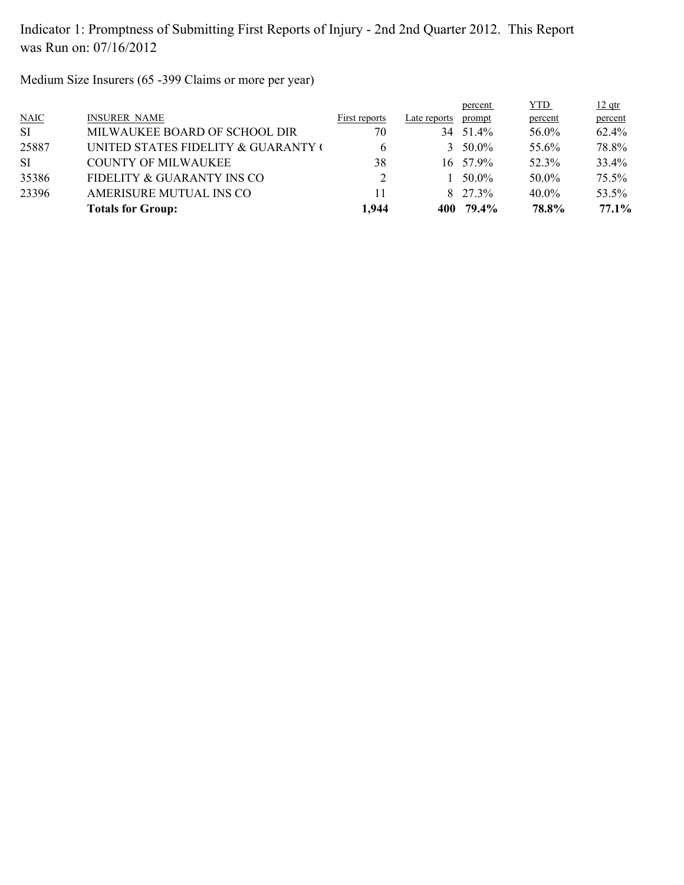Indicator 1: Promptness of Submitting First Reports of Injury - 2nd 2nd Quarter 2012. This Report was Run on: 07/16/2012

Medium Size Insurers (65 -399 Claims or more per year)

| NAIC | INSURER NAME | First reports | Late reports | percent prompt | YTD percent | 12 qtr percent |
|---|---|---|---|---|---|---|
| SI | MILWAUKEE BOARD OF SCHOOL DIR | 70 | 34 | 51.4% | 56.0% | 62.4% |
| 25887 | UNITED STATES FIDELITY & GUARANTY ( | 6 | 3 | 50.0% | 55.6% | 78.8% |
| SI | COUNTY OF MILWAUKEE | 38 | 16 | 57.9% | 52.3% | 33.4% |
| 35386 | FIDELITY & GUARANTY INS CO | 2 | 1 | 50.0% | 50.0% | 75.5% |
| 23396 | AMERISURE MUTUAL INS CO | 11 | 8 | 27.3% | 40.0% | 53.5% |
| | **Totals for Group:** | **1,944** | **400** | **79.4%** | **78.8%** | **77.1%** |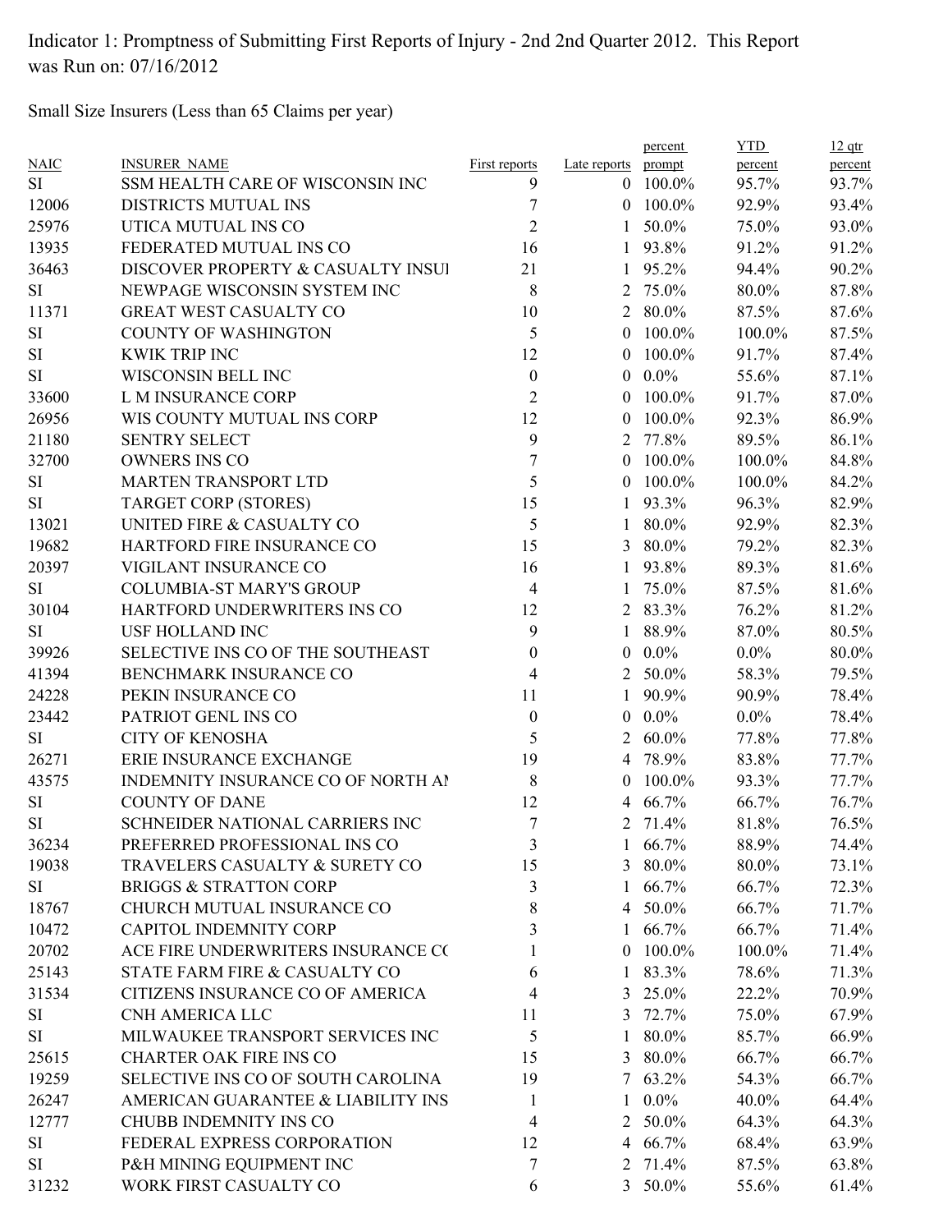Indicator 1: Promptness of Submitting First Reports of Injury - 2nd 2nd Quarter 2012. This Report was Run on: 07/16/2012

Small Size Insurers (Less than 65 Claims per year)

| NAIC | INSURER_NAME | First reports | Late reports | percent prompt | YTD percent | 12 qtr percent |
|---|---|---|---|---|---|---|
| SI | SSM HEALTH CARE OF WISCONSIN INC | 9 | 0 | 100.0% | 95.7% | 93.7% |
| 12006 | DISTRICTS MUTUAL INS | 7 | 0 | 100.0% | 92.9% | 93.4% |
| 25976 | UTICA MUTUAL INS CO | 2 | 1 | 50.0% | 75.0% | 93.0% |
| 13935 | FEDERATED MUTUAL INS CO | 16 | 1 | 93.8% | 91.2% | 91.2% |
| 36463 | DISCOVER PROPERTY & CASUALTY INSUI | 21 | 1 | 95.2% | 94.4% | 90.2% |
| SI | NEWPAGE WISCONSIN SYSTEM INC | 8 | 2 | 75.0% | 80.0% | 87.8% |
| 11371 | GREAT WEST CASUALTY CO | 10 | 2 | 80.0% | 87.5% | 87.6% |
| SI | COUNTY OF WASHINGTON | 5 | 0 | 100.0% | 100.0% | 87.5% |
| SI | KWIK TRIP INC | 12 | 0 | 100.0% | 91.7% | 87.4% |
| SI | WISCONSIN BELL INC | 0 | 0 | 0.0% | 55.6% | 87.1% |
| 33600 | L M INSURANCE CORP | 2 | 0 | 100.0% | 91.7% | 87.0% |
| 26956 | WIS COUNTY MUTUAL INS CORP | 12 | 0 | 100.0% | 92.3% | 86.9% |
| 21180 | SENTRY SELECT | 9 | 2 | 77.8% | 89.5% | 86.1% |
| 32700 | OWNERS INS CO | 7 | 0 | 100.0% | 100.0% | 84.8% |
| SI | MARTEN TRANSPORT LTD | 5 | 0 | 100.0% | 100.0% | 84.2% |
| SI | TARGET CORP (STORES) | 15 | 1 | 93.3% | 96.3% | 82.9% |
| 13021 | UNITED FIRE & CASUALTY CO | 5 | 1 | 80.0% | 92.9% | 82.3% |
| 19682 | HARTFORD FIRE INSURANCE CO | 15 | 3 | 80.0% | 79.2% | 82.3% |
| 20397 | VIGILANT INSURANCE CO | 16 | 1 | 93.8% | 89.3% | 81.6% |
| SI | COLUMBIA-ST MARY'S GROUP | 4 | 1 | 75.0% | 87.5% | 81.6% |
| 30104 | HARTFORD UNDERWRITERS INS CO | 12 | 2 | 83.3% | 76.2% | 81.2% |
| SI | USF HOLLAND INC | 9 | 1 | 88.9% | 87.0% | 80.5% |
| 39926 | SELECTIVE INS CO OF THE SOUTHEAST | 0 | 0 | 0.0% | 0.0% | 80.0% |
| 41394 | BENCHMARK INSURANCE CO | 4 | 2 | 50.0% | 58.3% | 79.5% |
| 24228 | PEKIN INSURANCE CO | 11 | 1 | 90.9% | 90.9% | 78.4% |
| 23442 | PATRIOT GENL INS CO | 0 | 0 | 0.0% | 0.0% | 78.4% |
| SI | CITY OF KENOSHA | 5 | 2 | 60.0% | 77.8% | 77.8% |
| 26271 | ERIE INSURANCE EXCHANGE | 19 | 4 | 78.9% | 83.8% | 77.7% |
| 43575 | INDEMNITY INSURANCE CO OF NORTH AI | 8 | 0 | 100.0% | 93.3% | 77.7% |
| SI | COUNTY OF DANE | 12 | 4 | 66.7% | 66.7% | 76.7% |
| SI | SCHNEIDER NATIONAL CARRIERS INC | 7 | 2 | 71.4% | 81.8% | 76.5% |
| 36234 | PREFERRED PROFESSIONAL INS CO | 3 | 1 | 66.7% | 88.9% | 74.4% |
| 19038 | TRAVELERS CASUALTY & SURETY CO | 15 | 3 | 80.0% | 80.0% | 73.1% |
| SI | BRIGGS & STRATTON CORP | 3 | 1 | 66.7% | 66.7% | 72.3% |
| 18767 | CHURCH MUTUAL INSURANCE CO | 8 | 4 | 50.0% | 66.7% | 71.7% |
| 10472 | CAPITOL INDEMNITY CORP | 3 | 1 | 66.7% | 66.7% | 71.4% |
| 20702 | ACE FIRE UNDERWRITERS INSURANCE CC | 1 | 0 | 100.0% | 100.0% | 71.4% |
| 25143 | STATE FARM FIRE & CASUALTY CO | 6 | 1 | 83.3% | 78.6% | 71.3% |
| 31534 | CITIZENS INSURANCE CO OF AMERICA | 4 | 3 | 25.0% | 22.2% | 70.9% |
| SI | CNH AMERICA LLC | 11 | 3 | 72.7% | 75.0% | 67.9% |
| SI | MILWAUKEE TRANSPORT SERVICES INC | 5 | 1 | 80.0% | 85.7% | 66.9% |
| 25615 | CHARTER OAK FIRE INS CO | 15 | 3 | 80.0% | 66.7% | 66.7% |
| 19259 | SELECTIVE INS CO OF SOUTH CAROLINA | 19 | 7 | 63.2% | 54.3% | 66.7% |
| 26247 | AMERICAN GUARANTEE & LIABILITY INS | 1 | 1 | 0.0% | 40.0% | 64.4% |
| 12777 | CHUBB INDEMNITY INS CO | 4 | 2 | 50.0% | 64.3% | 64.3% |
| SI | FEDERAL EXPRESS CORPORATION | 12 | 4 | 66.7% | 68.4% | 63.9% |
| SI | P&H MINING EQUIPMENT INC | 7 | 2 | 71.4% | 87.5% | 63.8% |
| 31232 | WORK FIRST CASUALTY CO | 6 | 3 | 50.0% | 55.6% | 61.4% |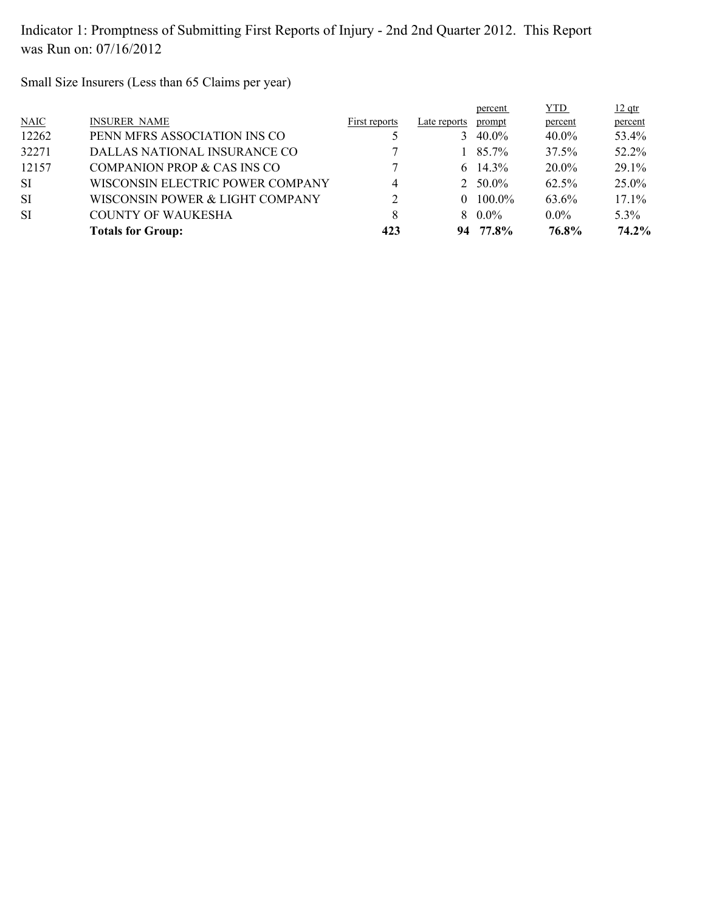Indicator 1: Promptness of Submitting First Reports of Injury - 2nd 2nd Quarter 2012. This Report was Run on: 07/16/2012

Small Size Insurers (Less than 65 Claims per year)

| NAIC | INSURER_NAME | First reports | Late reports | percent prompt | YTD percent | 12 qtr percent |
|---|---|---|---|---|---|---|
| 12262 | PENN MFRS ASSOCIATION INS CO | 5 | 3 | 40.0% | 40.0% | 53.4% |
| 32271 | DALLAS NATIONAL INSURANCE CO | 7 | 1 | 85.7% | 37.5% | 52.2% |
| 12157 | COMPANION PROP & CAS INS CO | 7 | 6 | 14.3% | 20.0% | 29.1% |
| SI | WISCONSIN ELECTRIC POWER COMPANY | 4 | 2 | 50.0% | 62.5% | 25.0% |
| SI | WISCONSIN POWER & LIGHT COMPANY | 2 | 0 | 100.0% | 63.6% | 17.1% |
| SI | COUNTY OF WAUKESHA | 8 | 8 | 0.0% | 0.0% | 5.3% |
| | **Totals for Group:** | **423** | **94** | **77.8%** | **76.8%** | **74.2%** |